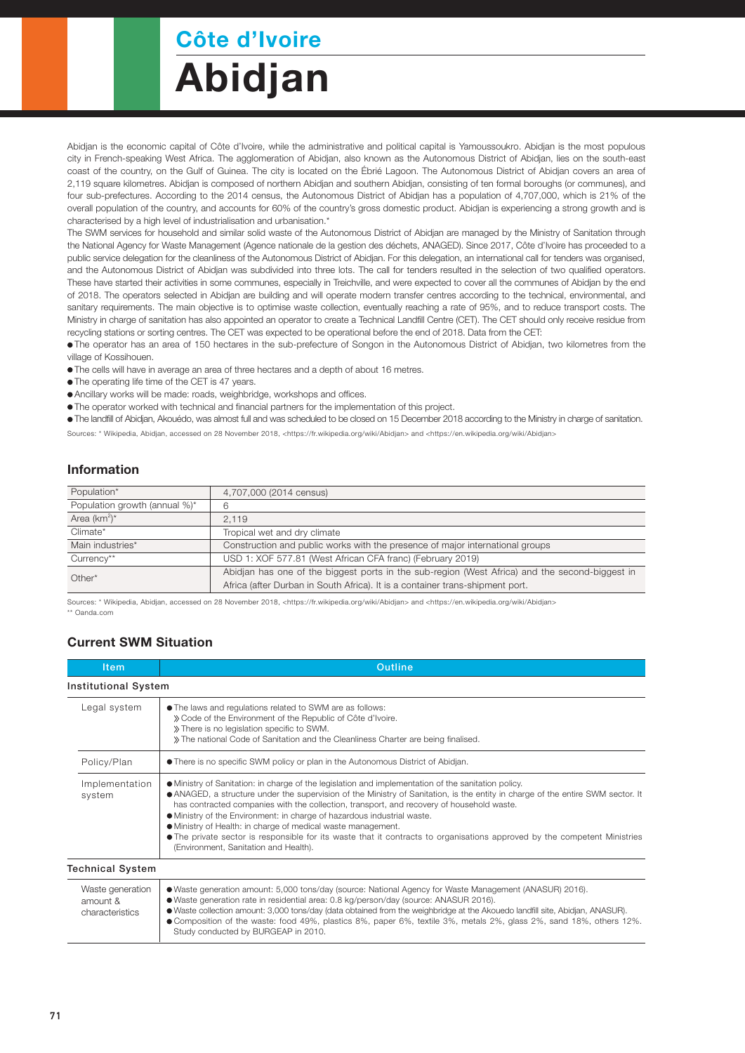# Côte d'Ivoire

# Abidjan

Abidjan is the economic capital of Côte d'Ivoire, while the administrative and political capital is Yamoussoukro. Abidjan is the most populous city in French-speaking West Africa. The agglomeration of Abidjan, also known as the Autonomous District of Abidjan, lies on the south-east coast of the country, on the Gulf of Guinea. The city is located on the Ébrié Lagoon. The Autonomous District of Abidjan covers an area of 2,119 square kilometres. Abidjan is composed of northern Abidjan and southern Abidjan, consisting of ten formal boroughs (or communes), and four sub-prefectures. According to the 2014 census, the Autonomous District of Abidjan has a population of 4,707,000, which is 21% of the overall population of the country, and accounts for 60% of the country's gross domestic product. Abidjan is experiencing a strong growth and is characterised by a high level of industrialisation and urbanisation.*

The SWM services for household and similar solid waste of the Autonomous District of Abidjan are managed by the Ministry of Sanitation through the National Agency for Waste Management (Agence nationale de la gestion des déchets, ANAGED). Since 2017, Côte d'Ivoire has proceeded to a public service delegation for the cleanliness of the Autonomous District of Abidjan. For this delegation, an international call for tenders was organised, and the Autonomous District of Abidjan was subdivided into three lots. The call for tenders resulted in the selection of two qualified operators. These have started their activities in some communes, especially in Treichville, and were expected to cover all the communes of Abidjan by the end of 2018. The operators selected in Abidjan are building and will operate modern transfer centres according to the technical, environmental, and sanitary requirements. The main objective is to optimise waste collection, eventually reaching a rate of 95%, and to reduce transport costs. The Ministry in charge of sanitation has also appointed an operator to create a Technical Landfill Centre (CET). The CET should only receive residue from recycling stations or sorting centres. The CET was expected to be operational before the end of 2018. Data from the CET:

- The operator has an area of 150 hectares in the sub-prefecture of Songon in the Autonomous District of Abidjan, two kilometres from the village of Kossihouen.
- The cells will have in average an area of three hectares and a depth of about 16 metres.
- The operating life time of the CET is 47 years.
- Ancillary works will be made: roads, weighbridge, workshops and offices.
- The operator worked with technical and financial partners for the implementation of this project.
- The landfill of Abidjan, Akouédo, was almost full and was scheduled to be closed on 15 December 2018 according to the Ministry in charge of sanitation.

Sources: * Wikipedia, Abidjan, accessed on 28 November 2018, <https://fr.wikipedia.org/wiki/Abidjan> and <https://en.wikipedia.org/wiki/Abidjan>

## Information

| | |
|---|---|
| Population* | 4,707,000 (2014 census) |
| Population growth (annual %)* | 6 |
| Area (km$^2$)* | 2,119 |
| Climate* | Tropical wet and dry climate |
| Main industries* | Construction and public works with the presence of major international groups |
| Currency** | USD 1: XOF 577.81 (West African CFA franc) (February 2019) |
| Other* | Abidjan has one of the biggest ports in the sub-region (West Africa) and the second-biggest in Africa (after Durban in South Africa). It is a container trans-shipment port. |

Sources: * Wikipedia, Abidjan, accessed on 28 November 2018, <https://fr.wikipedia.org/wiki/Abidjan> and <https://en.wikipedia.org/wiki/Abidjan>
** Oanda.com

## Current SWM Situation

| Item | Outline |
|---|---|
| **Institutional System** | |
| Legal system | ● The laws and regulations related to SWM are as follows:<br>» Code of the Environment of the Republic of Côte d'Ivoire.<br>» There is no legislation specific to SWM.<br>» The national Code of Sanitation and the Cleanliness Charter are being finalised. |
| Policy/Plan | ● There is no specific SWM policy or plan in the Autonomous District of Abidjan. |
| Implementation system | ● Ministry of Sanitation: in charge of the legislation and implementation of the sanitation policy.<br>● ANAGED, a structure under the supervision of the Ministry of Sanitation, is the entity in charge of the entire SWM sector. It has contracted companies with the collection, transport, and recovery of household waste.<br>● Ministry of the Environment: in charge of hazardous industrial waste.<br>● Ministry of Health: in charge of medical waste management.<br>● The private sector is responsible for its waste that it contracts to organisations approved by the competent Ministries (Environment, Sanitation and Health). |
| **Technical System** | |
| Waste generation amount & characteristics | ● Waste generation amount: 5,000 tons/day (source: National Agency for Waste Management (ANASUR) 2016).<br>● Waste generation rate in residential area: 0.8 kg/person/day (source: ANASUR 2016).<br>● Waste collection amount: 3,000 tons/day (data obtained from the weighbridge at the Akouedo landfill site, Abidjan, ANASUR).<br>● Composition of the waste: food 49%, plastics 8%, paper 6%, textile 3%, metals 2%, glass 2%, sand 18%, others 12%. Study conducted by BURGEAP in 2010. |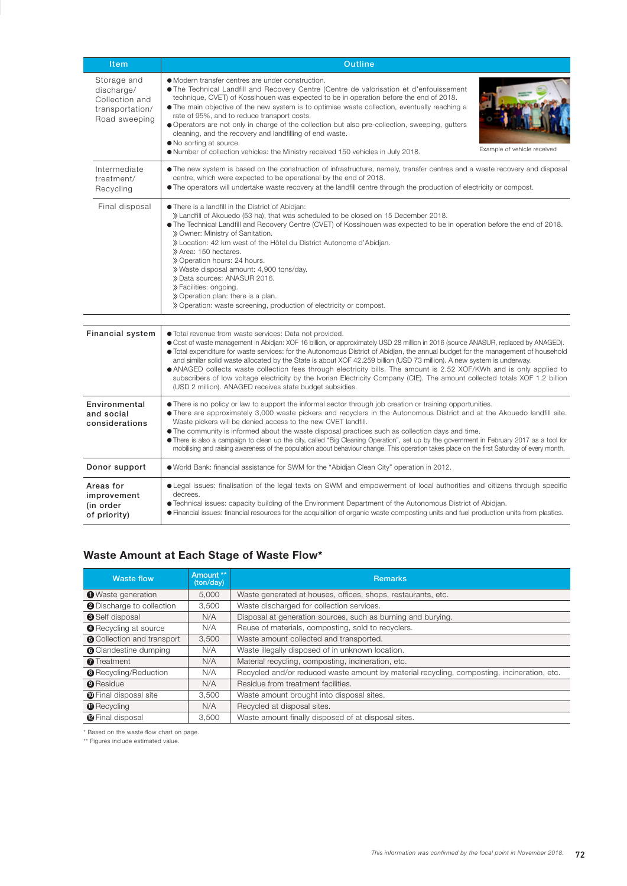| Item | Outline |
|---|---|
| Storage and discharge/ Collection and transportation/ Road sweeping | ● Modern transfer centres are under construction.<br>● The Technical Landfill and Recovery Centre (Centre de valorisation et d'enfouissement technique, CVET) of Kossihouen was expected to be in operation before the end of 2018.<br>● The main objective of the new system is to optimise waste collection, eventually reaching a rate of 95%, and to reduce transport costs.<br>● Operators are not only in charge of the collection but also pre-collection, sweeping, gutters cleaning, and the recovery and landfilling of end waste.<br>● No sorting at source.<br>● Number of collection vehicles: the Ministry received 150 vehicles in July 2018.<br>Example of vehicle received |
| Intermediate treatment/ Recycling | ● The new system is based on the construction of infrastructure, namely, transfer centres and a waste recovery and disposal centre, which were expected to be operational by the end of 2018.<br>● The operators will undertake waste recovery at the landfill centre through the production of electricity or compost. |
| Final disposal | ● There is a landfill in the District of Abidjan:<br>》Landfill of Akouedo (53 ha), that was scheduled to be closed on 15 December 2018.<br>● The Technical Landfill and Recovery Centre (CVET) of Kossihouen was expected to be in operation before the end of 2018.<br>》Owner: Ministry of Sanitation.<br>》Location: 42 km west of the Hôtel du District Autonome d'Abidjan.<br>》Area: 150 hectares.<br>》Operation hours: 24 hours.<br>》Waste disposal amount: 4,900 tons/day.<br>》Data sources: ANASUR 2016.<br>》Facilities: ongoing.<br>》Operation plan: there is a plan.<br>》Operation: waste screening, production of electricity or compost. |

| | |
|---|---|
| **Financial system** | ● Total revenue from waste services: Data not provided.<br>● Cost of waste management in Abidjan: XOF 16 billion, or approximately USD 28 million in 2016 (source ANASUR, replaced by ANAGED).<br>● Total expenditure for waste services: for the Autonomous District of Abidjan, the annual budget for the management of household and similar solid waste allocated by the State is about XOF 42.259 billion (USD 73 million). A new system is underway.<br>● ANAGED collects waste collection fees through electricity bills. The amount is 2.52 XOF/KWh and is only applied to subscribers of low voltage electricity by the Ivorian Electricity Company (CIE). The amount collected totals XOF 1.2 billion (USD 2 million). ANAGED receives state budget subsidies. |
| **Environmental and social considerations** | ● There is no policy or law to support the informal sector through job creation or training opportunities.<br>● There are approximately 3,000 waste pickers and recyclers in the Autonomous District and at the Akouedo landfill site. Waste pickers will be denied access to the new CVET landfill.<br>● The community is informed about the waste disposal practices such as collection days and time.<br>● There is also a campaign to clean up the city, called "Big Cleaning Operation", set up by the government in February 2017 as a tool for mobilising and raising awareness of the population about behaviour change. This operation takes place on the first Saturday of every month. |
| **Donor support** | ● World Bank: financial assistance for SWM for the "Abidjan Clean City" operation in 2012. |
| **Areas for improvement (in order of priority)** | ● Legal issues: finalisation of the legal texts on SWM and empowerment of local authorities and citizens through specific decrees.<br>● Technical issues: capacity building of the Environment Department of the Autonomous District of Abidjan.<br>● Financial issues: financial resources for the acquisition of organic waste composting units and fuel production units from plastics. |

## Waste Amount at Each Stage of Waste Flow*

| Waste flow | Amount ** (ton/day) | Remarks |
|---|---|---|
| ❶ Waste generation | 5,000 | Waste generated at houses, offices, shops, restaurants, etc. |
| ❷ Discharge to collection | 3,500 | Waste discharged for collection services. |
| ❸ Self disposal | N/A | Disposal at generation sources, such as burning and burying. |
| ❹ Recycling at source | N/A | Reuse of materials, composting, sold to recyclers. |
| ❺ Collection and transport | 3,500 | Waste amount collected and transported. |
| ❻ Clandestine dumping | N/A | Waste illegally disposed of in unknown location. |
| ❼ Treatment | N/A | Material recycling, composting, incineration, etc. |
| ❽ Recycling/Reduction | N/A | Recycled and/or reduced waste amount by material recycling, composting, incineration, etc. |
| ❾ Residue | N/A | Residue from treatment facilities. |
| ❿ Final disposal site | 3,500 | Waste amount brought into disposal sites. |
| ⓫ Recycling | N/A | Recycled at disposal sites. |
| ⓬ Final disposal | 3,500 | Waste amount finally disposed of at disposal sites. |

\* Based on the waste flow chart on page.
\*\* Figures include estimated value.

*This information was confirmed by the focal point in November 2018.*